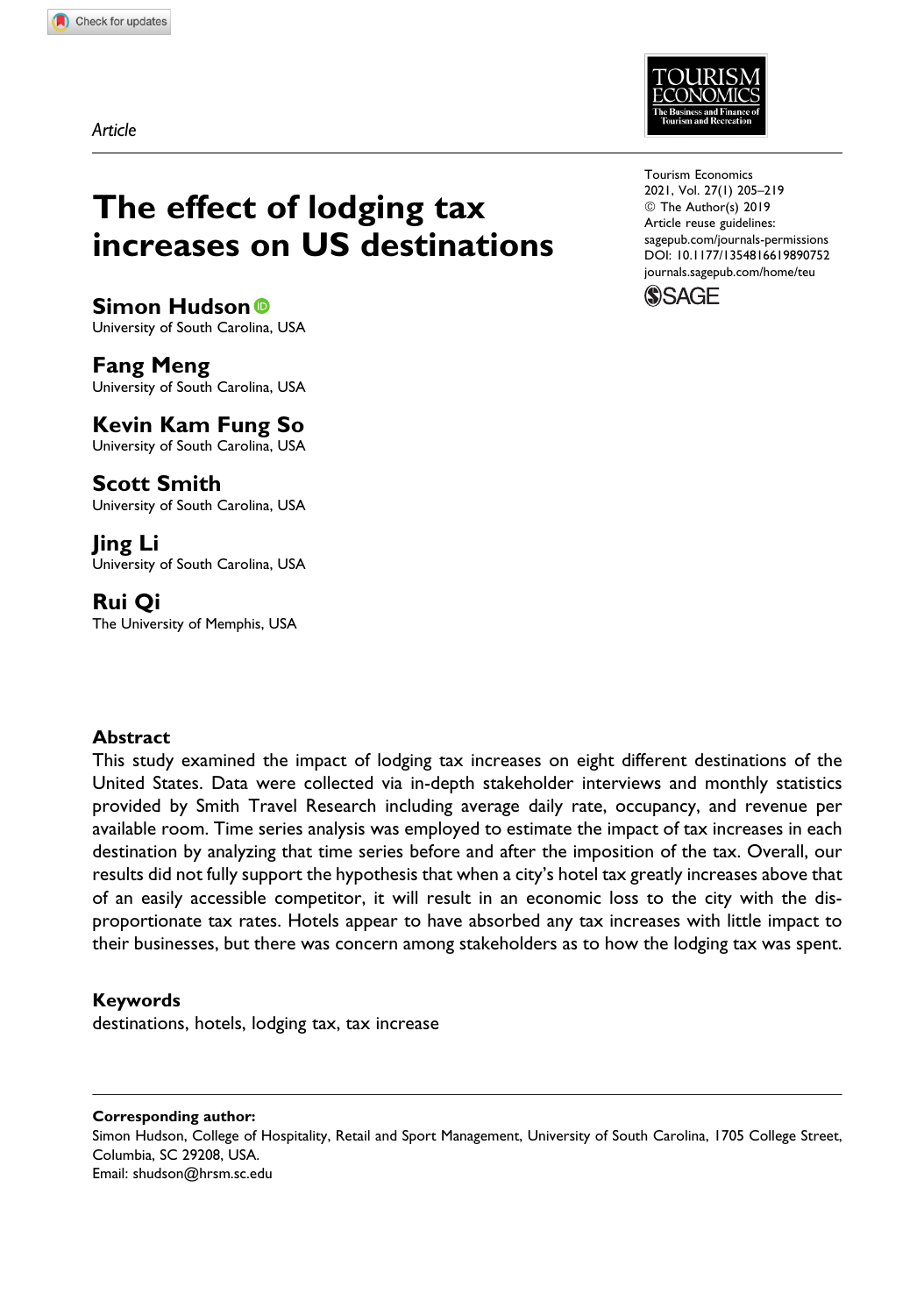*Article*

# The effect of lodging tax increases on US destinations

**Simon Hudson**
University of South Carolina, USA

**Fang Meng**
University of South Carolina, USA

**Kevin Kam Fung So**
University of South Carolina, USA

**Scott Smith**
University of South Carolina, USA

**Jing Li**
University of South Carolina, USA

**Rui Qi**
The University of Memphis, USA

Tourism Economics
2021, Vol. 27(1) 205–219
© The Author(s) 2019
Article reuse guidelines:
sagepub.com/journals-permissions
DOI: 10.1177/1354816619890752
journals.sagepub.com/home/teu

## Abstract

This study examined the impact of lodging tax increases on eight different destinations of the United States. Data were collected via in-depth stakeholder interviews and monthly statistics provided by Smith Travel Research including average daily rate, occupancy, and revenue per available room. Time series analysis was employed to estimate the impact of tax increases in each destination by analyzing that time series before and after the imposition of the tax. Overall, our results did not fully support the hypothesis that when a city's hotel tax greatly increases above that of an easily accessible competitor, it will result in an economic loss to the city with the disproportionate tax rates. Hotels appear to have absorbed any tax increases with little impact to their businesses, but there was concern among stakeholders as to how the lodging tax was spent.

## Keywords

destinations, hotels, lodging tax, tax increase

**Corresponding author:**
Simon Hudson, College of Hospitality, Retail and Sport Management, University of South Carolina, 1705 College Street, Columbia, SC 29208, USA.
Email: shudson@hrsm.sc.edu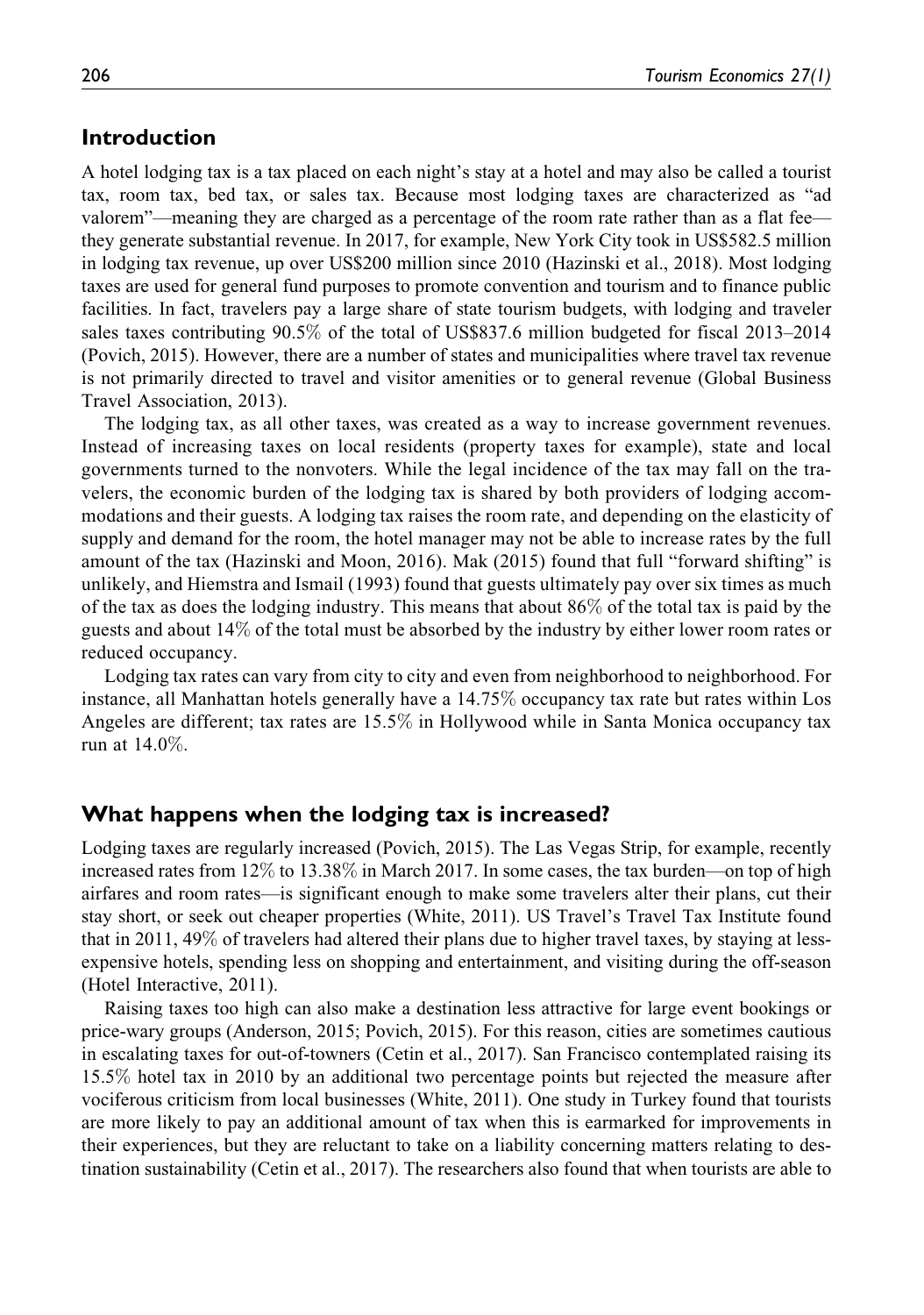## Introduction

A hotel lodging tax is a tax placed on each night's stay at a hotel and may also be called a tourist tax, room tax, bed tax, or sales tax. Because most lodging taxes are characterized as "ad valorem"—meaning they are charged as a percentage of the room rate rather than as a flat fee—they generate substantial revenue. In 2017, for example, New York City took in US$582.5 million in lodging tax revenue, up over US$200 million since 2010 (Hazinski et al., 2018). Most lodging taxes are used for general fund purposes to promote convention and tourism and to finance public facilities. In fact, travelers pay a large share of state tourism budgets, with lodging and traveler sales taxes contributing 90.5% of the total of US$837.6 million budgeted for fiscal 2013–2014 (Povich, 2015). However, there are a number of states and municipalities where travel tax revenue is not primarily directed to travel and visitor amenities or to general revenue (Global Business Travel Association, 2013).

The lodging tax, as all other taxes, was created as a way to increase government revenues. Instead of increasing taxes on local residents (property taxes for example), state and local governments turned to the nonvoters. While the legal incidence of the tax may fall on the travelers, the economic burden of the lodging tax is shared by both providers of lodging accommodations and their guests. A lodging tax raises the room rate, and depending on the elasticity of supply and demand for the room, the hotel manager may not be able to increase rates by the full amount of the tax (Hazinski and Moon, 2016). Mak (2015) found that full "forward shifting" is unlikely, and Hiemstra and Ismail (1993) found that guests ultimately pay over six times as much of the tax as does the lodging industry. This means that about 86% of the total tax is paid by the guests and about 14% of the total must be absorbed by the industry by either lower room rates or reduced occupancy.

Lodging tax rates can vary from city to city and even from neighborhood to neighborhood. For instance, all Manhattan hotels generally have a 14.75% occupancy tax rate but rates within Los Angeles are different; tax rates are 15.5% in Hollywood while in Santa Monica occupancy tax run at 14.0%.

## What happens when the lodging tax is increased?

Lodging taxes are regularly increased (Povich, 2015). The Las Vegas Strip, for example, recently increased rates from 12% to 13.38% in March 2017. In some cases, the tax burden—on top of high airfares and room rates—is significant enough to make some travelers alter their plans, cut their stay short, or seek out cheaper properties (White, 2011). US Travel's Travel Tax Institute found that in 2011, 49% of travelers had altered their plans due to higher travel taxes, by staying at less-expensive hotels, spending less on shopping and entertainment, and visiting during the off-season (Hotel Interactive, 2011).

Raising taxes too high can also make a destination less attractive for large event bookings or price-wary groups (Anderson, 2015; Povich, 2015). For this reason, cities are sometimes cautious in escalating taxes for out-of-towners (Cetin et al., 2017). San Francisco contemplated raising its 15.5% hotel tax in 2010 by an additional two percentage points but rejected the measure after vociferous criticism from local businesses (White, 2011). One study in Turkey found that tourists are more likely to pay an additional amount of tax when this is earmarked for improvements in their experiences, but they are reluctant to take on a liability concerning matters relating to destination sustainability (Cetin et al., 2017). The researchers also found that when tourists are able to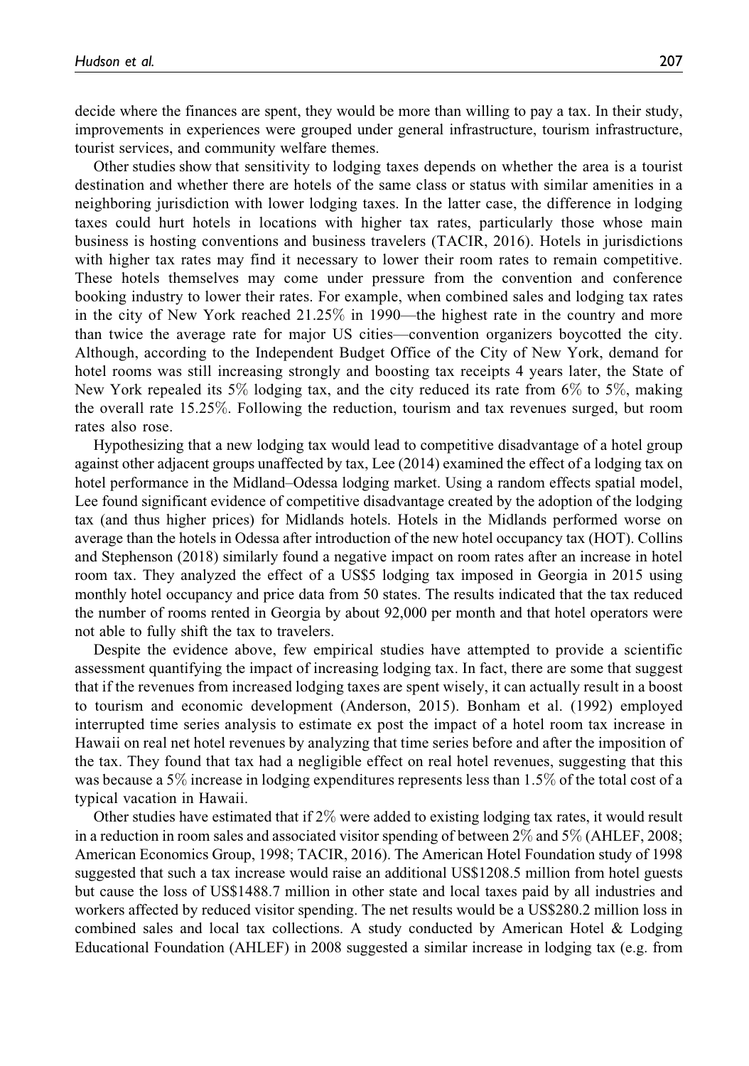decide where the finances are spent, they would be more than willing to pay a tax. In their study, improvements in experiences were grouped under general infrastructure, tourism infrastructure, tourist services, and community welfare themes.

Other studies show that sensitivity to lodging taxes depends on whether the area is a tourist destination and whether there are hotels of the same class or status with similar amenities in a neighboring jurisdiction with lower lodging taxes. In the latter case, the difference in lodging taxes could hurt hotels in locations with higher tax rates, particularly those whose main business is hosting conventions and business travelers (TACIR, 2016). Hotels in jurisdictions with higher tax rates may find it necessary to lower their room rates to remain competitive. These hotels themselves may come under pressure from the convention and conference booking industry to lower their rates. For example, when combined sales and lodging tax rates in the city of New York reached 21.25% in 1990—the highest rate in the country and more than twice the average rate for major US cities—convention organizers boycotted the city. Although, according to the Independent Budget Office of the City of New York, demand for hotel rooms was still increasing strongly and boosting tax receipts 4 years later, the State of New York repealed its 5% lodging tax, and the city reduced its rate from 6% to 5%, making the overall rate 15.25%. Following the reduction, tourism and tax revenues surged, but room rates also rose.

Hypothesizing that a new lodging tax would lead to competitive disadvantage of a hotel group against other adjacent groups unaffected by tax, Lee (2014) examined the effect of a lodging tax on hotel performance in the Midland–Odessa lodging market. Using a random effects spatial model, Lee found significant evidence of competitive disadvantage created by the adoption of the lodging tax (and thus higher prices) for Midlands hotels. Hotels in the Midlands performed worse on average than the hotels in Odessa after introduction of the new hotel occupancy tax (HOT). Collins and Stephenson (2018) similarly found a negative impact on room rates after an increase in hotel room tax. They analyzed the effect of a US$5 lodging tax imposed in Georgia in 2015 using monthly hotel occupancy and price data from 50 states. The results indicated that the tax reduced the number of rooms rented in Georgia by about 92,000 per month and that hotel operators were not able to fully shift the tax to travelers.

Despite the evidence above, few empirical studies have attempted to provide a scientific assessment quantifying the impact of increasing lodging tax. In fact, there are some that suggest that if the revenues from increased lodging taxes are spent wisely, it can actually result in a boost to tourism and economic development (Anderson, 2015). Bonham et al. (1992) employed interrupted time series analysis to estimate ex post the impact of a hotel room tax increase in Hawaii on real net hotel revenues by analyzing that time series before and after the imposition of the tax. They found that tax had a negligible effect on real hotel revenues, suggesting that this was because a 5% increase in lodging expenditures represents less than 1.5% of the total cost of a typical vacation in Hawaii.

Other studies have estimated that if 2% were added to existing lodging tax rates, it would result in a reduction in room sales and associated visitor spending of between 2% and 5% (AHLEF, 2008; American Economics Group, 1998; TACIR, 2016). The American Hotel Foundation study of 1998 suggested that such a tax increase would raise an additional US$1208.5 million from hotel guests but cause the loss of US$1488.7 million in other state and local taxes paid by all industries and workers affected by reduced visitor spending. The net results would be a US$280.2 million loss in combined sales and local tax collections. A study conducted by American Hotel & Lodging Educational Foundation (AHLEF) in 2008 suggested a similar increase in lodging tax (e.g. from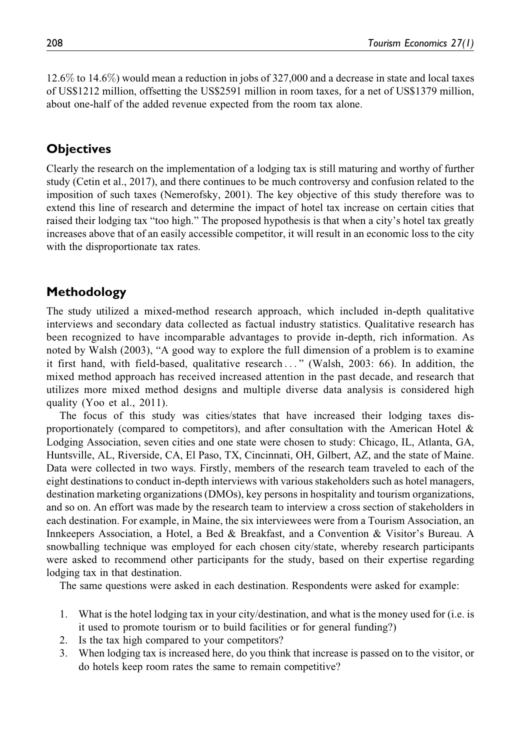12.6% to 14.6%) would mean a reduction in jobs of 327,000 and a decrease in state and local taxes of US$1212 million, offsetting the US$2591 million in room taxes, for a net of US$1379 million, about one-half of the added revenue expected from the room tax alone.

## Objectives

Clearly the research on the implementation of a lodging tax is still maturing and worthy of further study (Cetin et al., 2017), and there continues to be much controversy and confusion related to the imposition of such taxes (Nemerofsky, 2001). The key objective of this study therefore was to extend this line of research and determine the impact of hotel tax increase on certain cities that raised their lodging tax "too high." The proposed hypothesis is that when a city's hotel tax greatly increases above that of an easily accessible competitor, it will result in an economic loss to the city with the disproportionate tax rates.

## Methodology

The study utilized a mixed-method research approach, which included in-depth qualitative interviews and secondary data collected as factual industry statistics. Qualitative research has been recognized to have incomparable advantages to provide in-depth, rich information. As noted by Walsh (2003), "A good way to explore the full dimension of a problem is to examine it first hand, with field-based, qualitative research . . . " (Walsh, 2003: 66). In addition, the mixed method approach has received increased attention in the past decade, and research that utilizes more mixed method designs and multiple diverse data analysis is considered high quality (Yoo et al., 2011).

The focus of this study was cities/states that have increased their lodging taxes disproportionately (compared to competitors), and after consultation with the American Hotel & Lodging Association, seven cities and one state were chosen to study: Chicago, IL, Atlanta, GA, Huntsville, AL, Riverside, CA, El Paso, TX, Cincinnati, OH, Gilbert, AZ, and the state of Maine. Data were collected in two ways. Firstly, members of the research team traveled to each of the eight destinations to conduct in-depth interviews with various stakeholders such as hotel managers, destination marketing organizations (DMOs), key persons in hospitality and tourism organizations, and so on. An effort was made by the research team to interview a cross section of stakeholders in each destination. For example, in Maine, the six interviewees were from a Tourism Association, an Innkeepers Association, a Hotel, a Bed & Breakfast, and a Convention & Visitor's Bureau. A snowballing technique was employed for each chosen city/state, whereby research participants were asked to recommend other participants for the study, based on their expertise regarding lodging tax in that destination.

The same questions were asked in each destination. Respondents were asked for example:

1. What is the hotel lodging tax in your city/destination, and what is the money used for (i.e. is it used to promote tourism or to build facilities or for general funding?)
2. Is the tax high compared to your competitors?
3. When lodging tax is increased here, do you think that increase is passed on to the visitor, or do hotels keep room rates the same to remain competitive?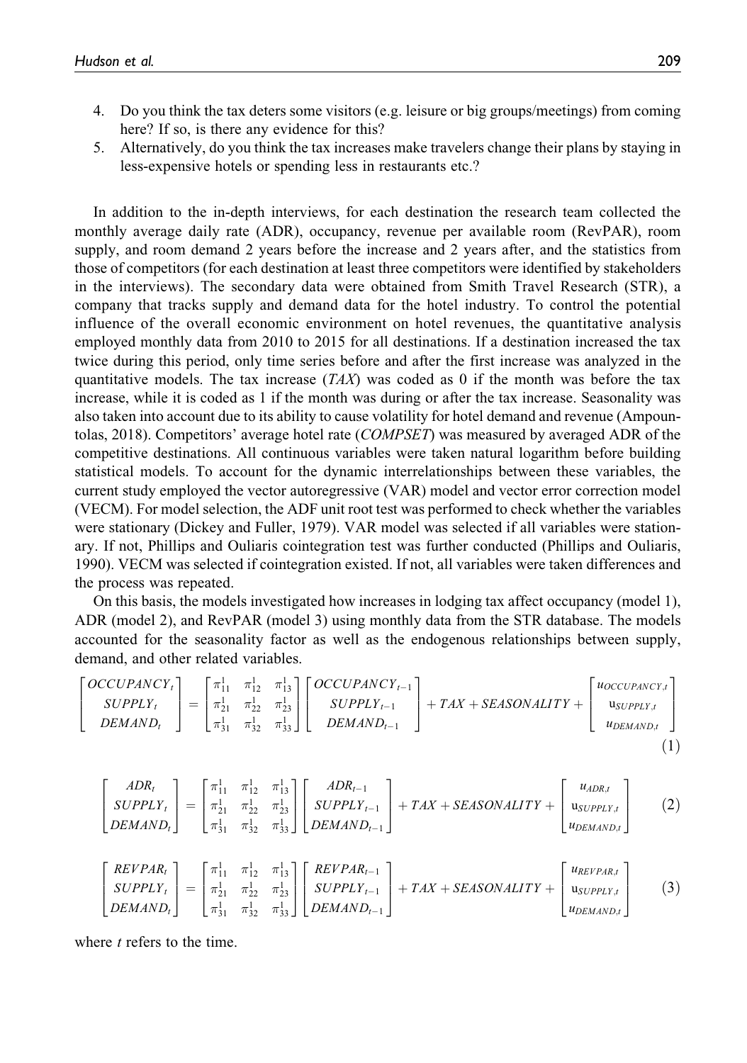4. Do you think the tax deters some visitors (e.g. leisure or big groups/meetings) from coming here? If so, is there any evidence for this?
5. Alternatively, do you think the tax increases make travelers change their plans by staying in less-expensive hotels or spending less in restaurants etc.?

In addition to the in-depth interviews, for each destination the research team collected the monthly average daily rate (ADR), occupancy, revenue per available room (RevPAR), room supply, and room demand 2 years before the increase and 2 years after, and the statistics from those of competitors (for each destination at least three competitors were identified by stakeholders in the interviews). The secondary data were obtained from Smith Travel Research (STR), a company that tracks supply and demand data for the hotel industry. To control the potential influence of the overall economic environment on hotel revenues, the quantitative analysis employed monthly data from 2010 to 2015 for all destinations. If a destination increased the tax twice during this period, only time series before and after the first increase was analyzed in the quantitative models. The tax increase (*TAX*) was coded as 0 if the month was before the tax increase, while it is coded as 1 if the month was during or after the tax increase. Seasonality was also taken into account due to its ability to cause volatility for hotel demand and revenue (Ampountolas, 2018). Competitors' average hotel rate (*COMPSET*) was measured by averaged ADR of the competitive destinations. All continuous variables were taken natural logarithm before building statistical models. To account for the dynamic interrelationships between these variables, the current study employed the vector autoregressive (VAR) model and vector error correction model (VECM). For model selection, the ADF unit root test was performed to check whether the variables were stationary (Dickey and Fuller, 1979). VAR model was selected if all variables were stationary. If not, Phillips and Ouliaris cointegration test was further conducted (Phillips and Ouliaris, 1990). VECM was selected if cointegration existed. If not, all variables were taken differences and the process was repeated.

On this basis, the models investigated how increases in lodging tax affect occupancy (model 1), ADR (model 2), and RevPAR (model 3) using monthly data from the STR database. The models accounted for the seasonality factor as well as the endogenous relationships between supply, demand, and other related variables.

$$\begin{bmatrix} OCCUPANCY_t \\ SUPPLY_t \\ DEMAND_t \end{bmatrix} = \begin{bmatrix} \pi_{11}^1 & \pi_{12}^1 & \pi_{13}^1 \\ \pi_{21}^1 & \pi_{22}^1 & \pi_{23}^1 \\ \pi_{31}^1 & \pi_{32}^1 & \pi_{33}^1 \end{bmatrix} \begin{bmatrix} OCCUPANCY_{t-1} \\ SUPPLY_{t-1} \\ DEMAND_{t-1} \end{bmatrix} + TAX + SEASONALITY + \begin{bmatrix} u_{OCCUPANCY,t} \\ u_{SUPPLY,t} \\ u_{DEMAND,t} \end{bmatrix} \tag{1}$$

$$\begin{bmatrix} ADR_t \\ SUPPLY_t \\ DEMAND_t \end{bmatrix} = \begin{bmatrix} \pi_{11}^1 & \pi_{12}^1 & \pi_{13}^1 \\ \pi_{21}^1 & \pi_{22}^1 & \pi_{23}^1 \\ \pi_{31}^1 & \pi_{32}^1 & \pi_{33}^1 \end{bmatrix} \begin{bmatrix} ADR_{t-1} \\ SUPPLY_{t-1} \\ DEMAND_{t-1} \end{bmatrix} + TAX + SEASONALITY + \begin{bmatrix} u_{ADR,t} \\ u_{SUPPLY,t} \\ u_{DEMAND,t} \end{bmatrix} \tag{2}$$

$$\begin{bmatrix} REVPAR_t \\ SUPPLY_t \\ DEMAND_t \end{bmatrix} = \begin{bmatrix} \pi_{11}^1 & \pi_{12}^1 & \pi_{13}^1 \\ \pi_{21}^1 & \pi_{22}^1 & \pi_{23}^1 \\ \pi_{31}^1 & \pi_{32}^1 & \pi_{33}^1 \end{bmatrix} \begin{bmatrix} REVPAR_{t-1} \\ SUPPLY_{t-1} \\ DEMAND_{t-1} \end{bmatrix} + TAX + SEASONALITY + \begin{bmatrix} u_{REVPAR,t} \\ u_{SUPPLY,t} \\ u_{DEMAND,t} \end{bmatrix} \tag{3}$$

where $t$ refers to the time.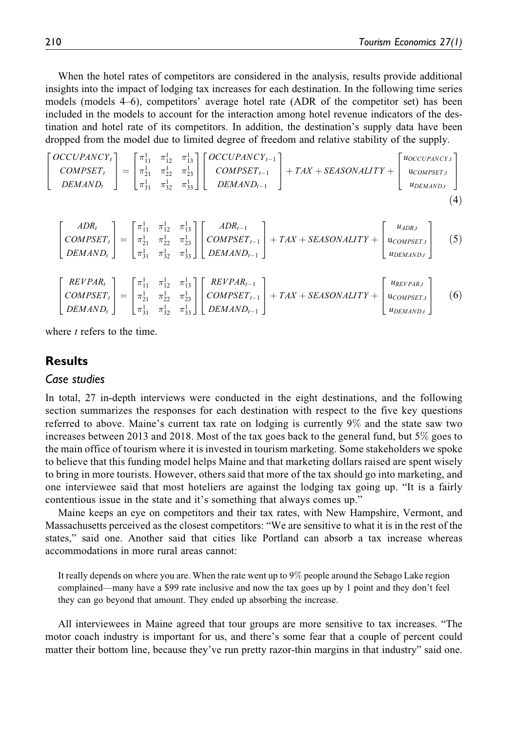When the hotel rates of competitors are considered in the analysis, results provide additional insights into the impact of lodging tax increases for each destination. In the following time series models (models 4–6), competitors' average hotel rate (ADR of the competitor set) has been included in the models to account for the interaction among hotel revenue indicators of the destination and hotel rate of its competitors. In addition, the destination's supply data have been dropped from the model due to limited degree of freedom and relative stability of the supply.

$$\begin{bmatrix} OCCUPANCY_t \\ COMPSET_t \\ DEMAND_t \end{bmatrix} = \begin{bmatrix} \pi_{11}^1 & \pi_{12}^1 & \pi_{13}^1 \\ \pi_{21}^1 & \pi_{22}^1 & \pi_{23}^1 \\ \pi_{31}^1 & \pi_{32}^1 & \pi_{33}^1 \end{bmatrix} \begin{bmatrix} OCCUPANCY_{t-1} \\ COMPSET_{t-1} \\ DEMAND_{t-1} \end{bmatrix} + TAX + SEASONALITY + \begin{bmatrix} u_{OCCUPANCY,t} \\ u_{COMPSET,t} \\ u_{DEMAND,t} \end{bmatrix} \tag{4}$$

$$\begin{bmatrix} ADR_t \\ COMPSET_t \\ DEMAND_t \end{bmatrix} = \begin{bmatrix} \pi_{11}^1 & \pi_{12}^1 & \pi_{13}^1 \\ \pi_{21}^1 & \pi_{22}^1 & \pi_{23}^1 \\ \pi_{31}^1 & \pi_{32}^1 & \pi_{33}^1 \end{bmatrix} \begin{bmatrix} ADR_{t-1} \\ COMPSET_{t-1} \\ DEMAND_{t-1} \end{bmatrix} + TAX + SEASONALITY + \begin{bmatrix} u_{ADR,t} \\ u_{COMPSET,t} \\ u_{DEMAND,t} \end{bmatrix} \tag{5}$$

$$\begin{bmatrix} REVPAR_t \\ COMPSET_t \\ DEMAND_t \end{bmatrix} = \begin{bmatrix} \pi_{11}^1 & \pi_{12}^1 & \pi_{13}^1 \\ \pi_{21}^1 & \pi_{22}^1 & \pi_{23}^1 \\ \pi_{31}^1 & \pi_{32}^1 & \pi_{33}^1 \end{bmatrix} \begin{bmatrix} REVPAR_{t-1} \\ COMPSET_{t-1} \\ DEMAND_{t-1} \end{bmatrix} + TAX + SEASONALITY + \begin{bmatrix} u_{REVPAR,t} \\ u_{COMPSET,t} \\ u_{DEMAND,t} \end{bmatrix} \tag{6}$$

where $t$ refers to the time.

## Results

### Case studies

In total, 27 in-depth interviews were conducted in the eight destinations, and the following section summarizes the responses for each destination with respect to the five key questions referred to above. Maine's current tax rate on lodging is currently 9% and the state saw two increases between 2013 and 2018. Most of the tax goes back to the general fund, but 5% goes to the main office of tourism where it is invested in tourism marketing. Some stakeholders we spoke to believe that this funding model helps Maine and that marketing dollars raised are spent wisely to bring in more tourists. However, others said that more of the tax should go into marketing, and one interviewee said that most hoteliers are against the lodging tax going up. "It is a fairly contentious issue in the state and it's something that always comes up."

Maine keeps an eye on competitors and their tax rates, with New Hampshire, Vermont, and Massachusetts perceived as the closest competitors: "We are sensitive to what it is in the rest of the states," said one. Another said that cities like Portland can absorb a tax increase whereas accommodations in more rural areas cannot:

> It really depends on where you are. When the rate went up to 9% people around the Sebago Lake region complained—many have a $99 rate inclusive and now the tax goes up by 1 point and they don't feel they can go beyond that amount. They ended up absorbing the increase.

All interviewees in Maine agreed that tour groups are more sensitive to tax increases. "The motor coach industry is important for us, and there's some fear that a couple of percent could matter their bottom line, because they've run pretty razor-thin margins in that industry" said one.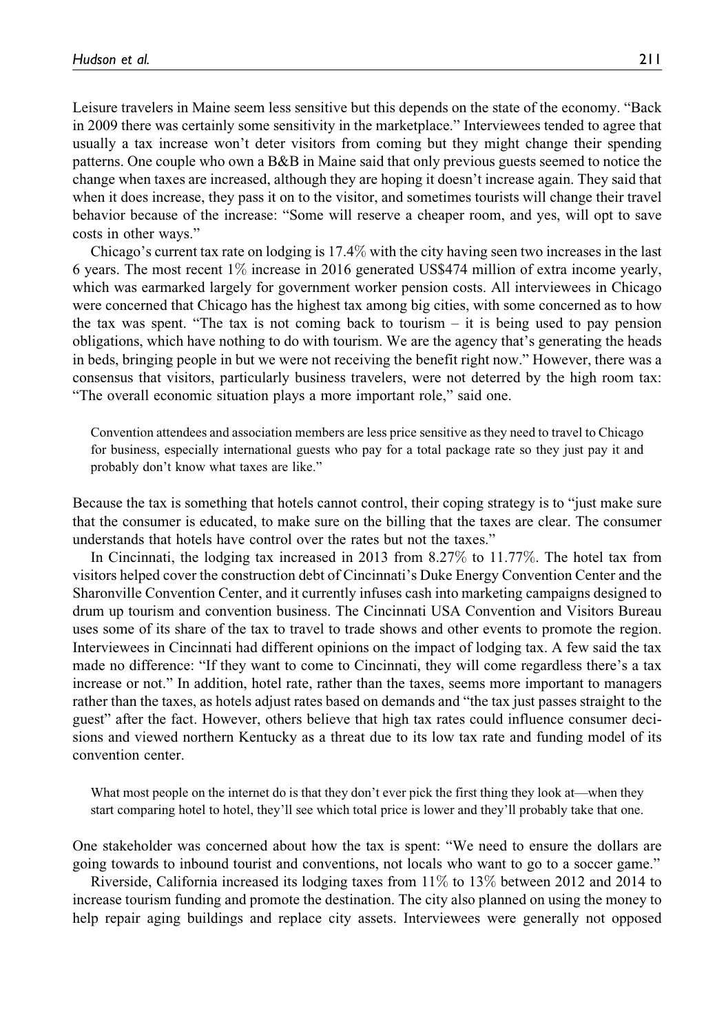Leisure travelers in Maine seem less sensitive but this depends on the state of the economy. "Back in 2009 there was certainly some sensitivity in the marketplace." Interviewees tended to agree that usually a tax increase won't deter visitors from coming but they might change their spending patterns. One couple who own a B&B in Maine said that only previous guests seemed to notice the change when taxes are increased, although they are hoping it doesn't increase again. They said that when it does increase, they pass it on to the visitor, and sometimes tourists will change their travel behavior because of the increase: "Some will reserve a cheaper room, and yes, will opt to save costs in other ways."

Chicago's current tax rate on lodging is 17.4% with the city having seen two increases in the last 6 years. The most recent 1% increase in 2016 generated US$474 million of extra income yearly, which was earmarked largely for government worker pension costs. All interviewees in Chicago were concerned that Chicago has the highest tax among big cities, with some concerned as to how the tax was spent. "The tax is not coming back to tourism – it is being used to pay pension obligations, which have nothing to do with tourism. We are the agency that's generating the heads in beds, bringing people in but we were not receiving the benefit right now." However, there was a consensus that visitors, particularly business travelers, were not deterred by the high room tax: "The overall economic situation plays a more important role," said one.

> Convention attendees and association members are less price sensitive as they need to travel to Chicago for business, especially international guests who pay for a total package rate so they just pay it and probably don't know what taxes are like."

Because the tax is something that hotels cannot control, their coping strategy is to "just make sure that the consumer is educated, to make sure on the billing that the taxes are clear. The consumer understands that hotels have control over the rates but not the taxes."

In Cincinnati, the lodging tax increased in 2013 from 8.27% to 11.77%. The hotel tax from visitors helped cover the construction debt of Cincinnati's Duke Energy Convention Center and the Sharonville Convention Center, and it currently infuses cash into marketing campaigns designed to drum up tourism and convention business. The Cincinnati USA Convention and Visitors Bureau uses some of its share of the tax to travel to trade shows and other events to promote the region. Interviewees in Cincinnati had different opinions on the impact of lodging tax. A few said the tax made no difference: "If they want to come to Cincinnati, they will come regardless there's a tax increase or not." In addition, hotel rate, rather than the taxes, seems more important to managers rather than the taxes, as hotels adjust rates based on demands and "the tax just passes straight to the guest" after the fact. However, others believe that high tax rates could influence consumer decisions and viewed northern Kentucky as a threat due to its low tax rate and funding model of its convention center.

> What most people on the internet do is that they don't ever pick the first thing they look at—when they start comparing hotel to hotel, they'll see which total price is lower and they'll probably take that one.

One stakeholder was concerned about how the tax is spent: "We need to ensure the dollars are going towards to inbound tourist and conventions, not locals who want to go to a soccer game."

Riverside, California increased its lodging taxes from 11% to 13% between 2012 and 2014 to increase tourism funding and promote the destination. The city also planned on using the money to help repair aging buildings and replace city assets. Interviewees were generally not opposed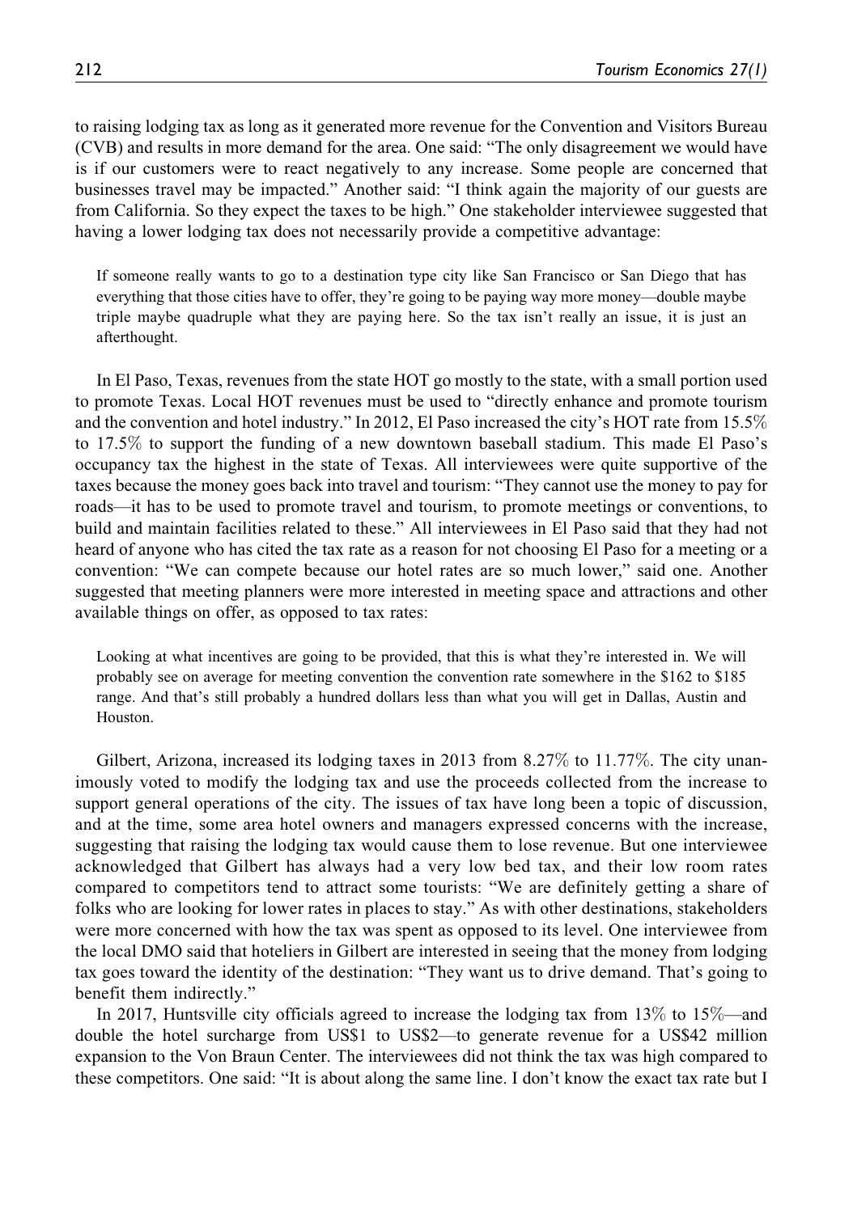to raising lodging tax as long as it generated more revenue for the Convention and Visitors Bureau (CVB) and results in more demand for the area. One said: "The only disagreement we would have is if our customers were to react negatively to any increase. Some people are concerned that businesses travel may be impacted." Another said: "I think again the majority of our guests are from California. So they expect the taxes to be high." One stakeholder interviewee suggested that having a lower lodging tax does not necessarily provide a competitive advantage:

> If someone really wants to go to a destination type city like San Francisco or San Diego that has everything that those cities have to offer, they're going to be paying way more money—double maybe triple maybe quadruple what they are paying here. So the tax isn't really an issue, it is just an afterthought.

In El Paso, Texas, revenues from the state HOT go mostly to the state, with a small portion used to promote Texas. Local HOT revenues must be used to "directly enhance and promote tourism and the convention and hotel industry." In 2012, El Paso increased the city's HOT rate from 15.5% to 17.5% to support the funding of a new downtown baseball stadium. This made El Paso's occupancy tax the highest in the state of Texas. All interviewees were quite supportive of the taxes because the money goes back into travel and tourism: "They cannot use the money to pay for roads—it has to be used to promote travel and tourism, to promote meetings or conventions, to build and maintain facilities related to these." All interviewees in El Paso said that they had not heard of anyone who has cited the tax rate as a reason for not choosing El Paso for a meeting or a convention: "We can compete because our hotel rates are so much lower," said one. Another suggested that meeting planners were more interested in meeting space and attractions and other available things on offer, as opposed to tax rates:

> Looking at what incentives are going to be provided, that this is what they're interested in. We will probably see on average for meeting convention the convention rate somewhere in the $162 to $185 range. And that's still probably a hundred dollars less than what you will get in Dallas, Austin and Houston.

Gilbert, Arizona, increased its lodging taxes in 2013 from 8.27% to 11.77%. The city unanimously voted to modify the lodging tax and use the proceeds collected from the increase to support general operations of the city. The issues of tax have long been a topic of discussion, and at the time, some area hotel owners and managers expressed concerns with the increase, suggesting that raising the lodging tax would cause them to lose revenue. But one interviewee acknowledged that Gilbert has always had a very low bed tax, and their low room rates compared to competitors tend to attract some tourists: "We are definitely getting a share of folks who are looking for lower rates in places to stay." As with other destinations, stakeholders were more concerned with how the tax was spent as opposed to its level. One interviewee from the local DMO said that hoteliers in Gilbert are interested in seeing that the money from lodging tax goes toward the identity of the destination: "They want us to drive demand. That's going to benefit them indirectly."

In 2017, Huntsville city officials agreed to increase the lodging tax from 13% to 15%—and double the hotel surcharge from US$1 to US$2—to generate revenue for a US$42 million expansion to the Von Braun Center. The interviewees did not think the tax was high compared to these competitors. One said: "It is about along the same line. I don't know the exact tax rate but I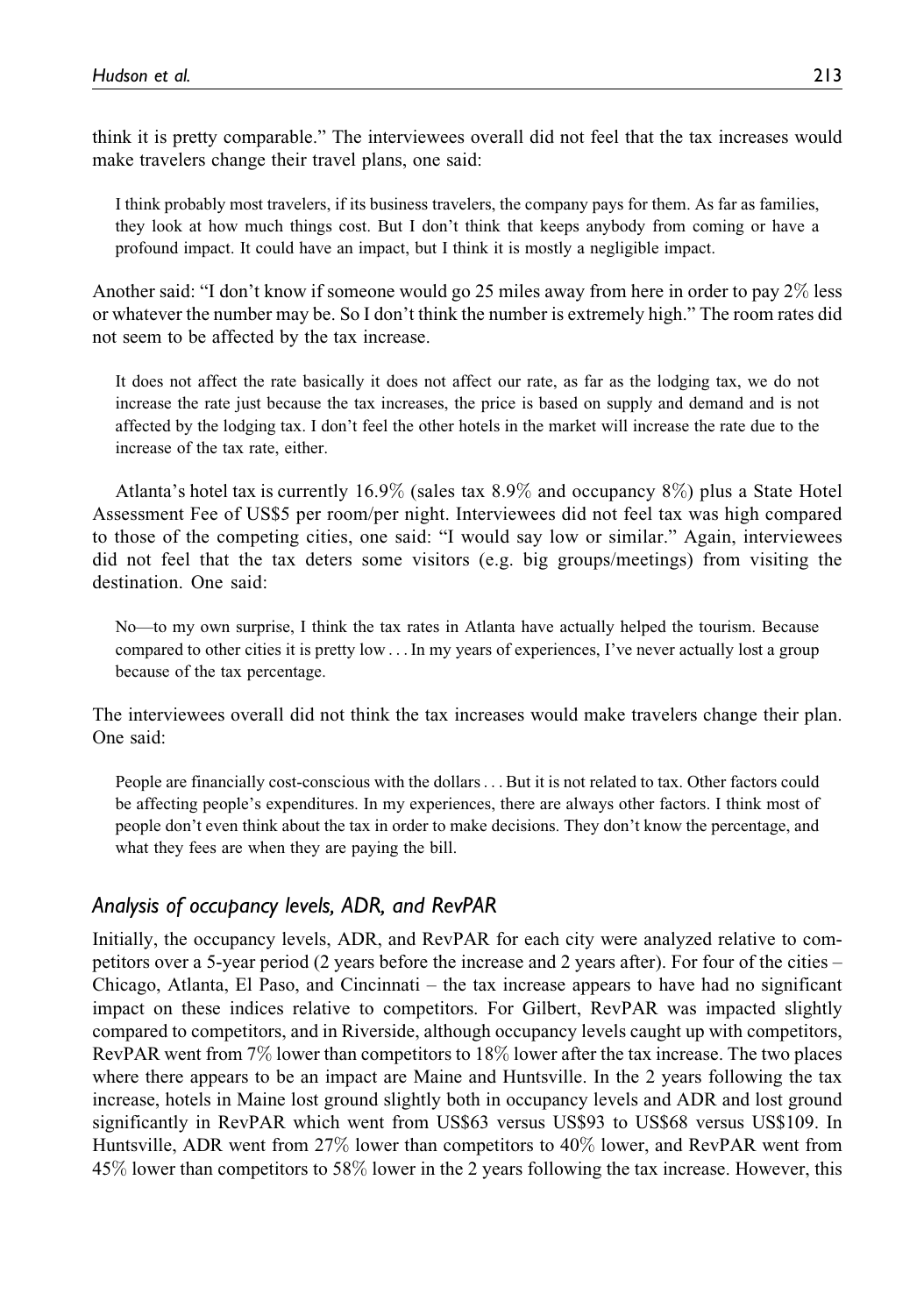think it is pretty comparable." The interviewees overall did not feel that the tax increases would make travelers change their travel plans, one said:

> I think probably most travelers, if its business travelers, the company pays for them. As far as families, they look at how much things cost. But I don't think that keeps anybody from coming or have a profound impact. It could have an impact, but I think it is mostly a negligible impact.

Another said: "I don't know if someone would go 25 miles away from here in order to pay 2% less or whatever the number may be. So I don't think the number is extremely high." The room rates did not seem to be affected by the tax increase.

> It does not affect the rate basically it does not affect our rate, as far as the lodging tax, we do not increase the rate just because the tax increases, the price is based on supply and demand and is not affected by the lodging tax. I don't feel the other hotels in the market will increase the rate due to the increase of the tax rate, either.

Atlanta's hotel tax is currently 16.9% (sales tax 8.9% and occupancy 8%) plus a State Hotel Assessment Fee of US$5 per room/per night. Interviewees did not feel tax was high compared to those of the competing cities, one said: "I would say low or similar." Again, interviewees did not feel that the tax deters some visitors (e.g. big groups/meetings) from visiting the destination. One said:

> No—to my own surprise, I think the tax rates in Atlanta have actually helped the tourism. Because compared to other cities it is pretty low . . . In my years of experiences, I've never actually lost a group because of the tax percentage.

The interviewees overall did not think the tax increases would make travelers change their plan. One said:

> People are financially cost-conscious with the dollars . . . But it is not related to tax. Other factors could be affecting people's expenditures. In my experiences, there are always other factors. I think most of people don't even think about the tax in order to make decisions. They don't know the percentage, and what they fees are when they are paying the bill.

### *Analysis of occupancy levels, ADR, and RevPAR*

Initially, the occupancy levels, ADR, and RevPAR for each city were analyzed relative to competitors over a 5-year period (2 years before the increase and 2 years after). For four of the cities – Chicago, Atlanta, El Paso, and Cincinnati – the tax increase appears to have had no significant impact on these indices relative to competitors. For Gilbert, RevPAR was impacted slightly compared to competitors, and in Riverside, although occupancy levels caught up with competitors, RevPAR went from 7% lower than competitors to 18% lower after the tax increase. The two places where there appears to be an impact are Maine and Huntsville. In the 2 years following the tax increase, hotels in Maine lost ground slightly both in occupancy levels and ADR and lost ground significantly in RevPAR which went from US$63 versus US$93 to US$68 versus US$109. In Huntsville, ADR went from 27% lower than competitors to 40% lower, and RevPAR went from 45% lower than competitors to 58% lower in the 2 years following the tax increase. However, this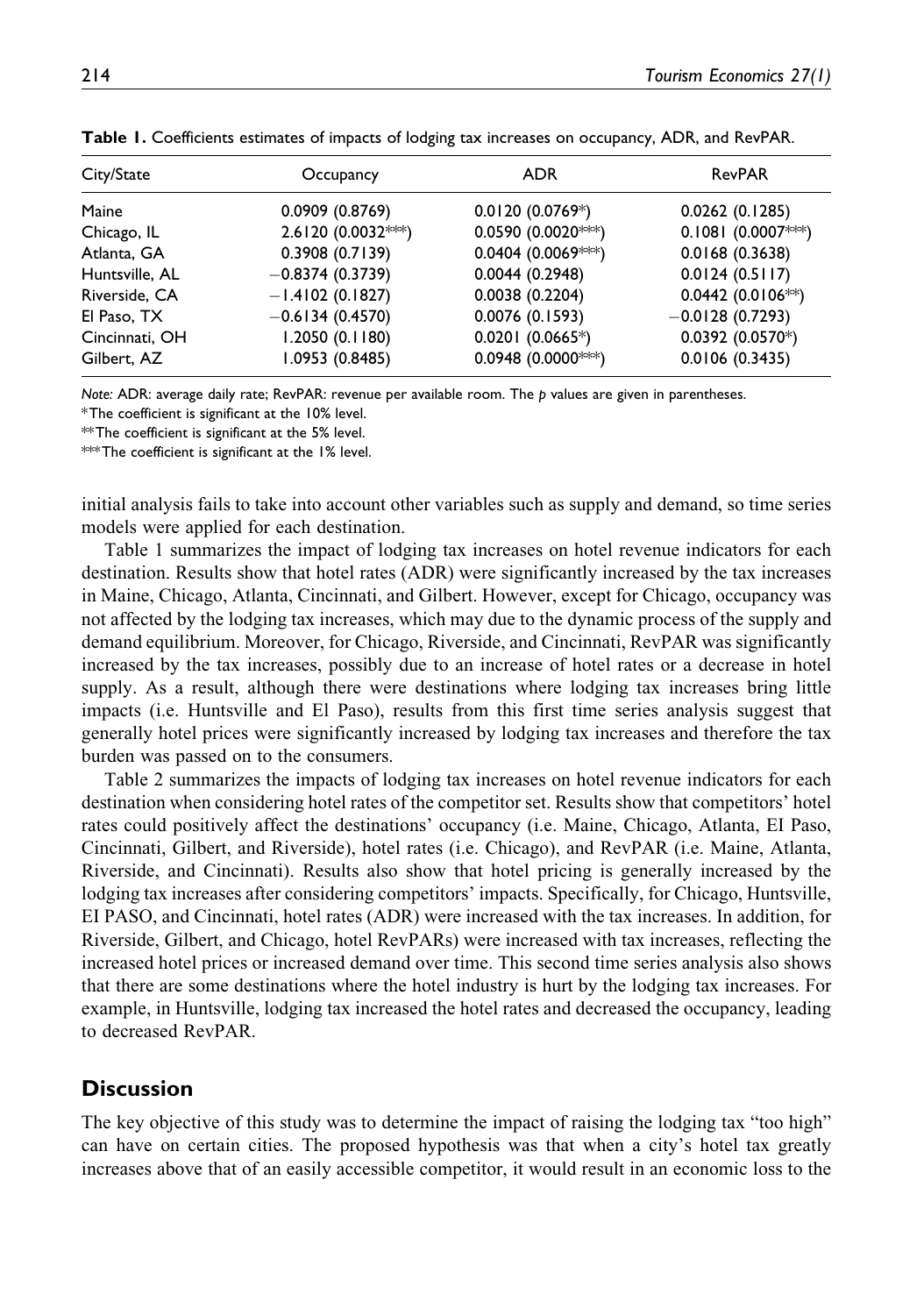**Table 1.** Coefficients estimates of impacts of lodging tax increases on occupancy, ADR, and RevPAR.

| City/State | Occupancy | ADR | RevPAR |
|---|---|---|---|
| Maine | 0.0909 (0.8769) | 0.0120 (0.0769*) | 0.0262 (0.1285) |
| Chicago, IL | 2.6120 (0.0032***) | 0.0590 (0.0020***) | 0.1081 (0.0007***) |
| Atlanta, GA | 0.3908 (0.7139) | 0.0404 (0.0069***) | 0.0168 (0.3638) |
| Huntsville, AL | −0.8374 (0.3739) | 0.0044 (0.2948) | 0.0124 (0.5117) |
| Riverside, CA | −1.4102 (0.1827) | 0.0038 (0.2204) | 0.0442 (0.0106**) |
| El Paso, TX | −0.6134 (0.4570) | 0.0076 (0.1593) | −0.0128 (0.7293) |
| Cincinnati, OH | 1.2050 (0.1180) | 0.0201 (0.0665*) | 0.0392 (0.0570*) |
| Gilbert, AZ | 1.0953 (0.8485) | 0.0948 (0.0000***) | 0.0106 (0.3435) |

*Note:* ADR: average daily rate; RevPAR: revenue per available room. The *p* values are given in parentheses.

*The coefficient is significant at the 10% level.

**The coefficient is significant at the 5% level.

***The coefficient is significant at the 1% level.

initial analysis fails to take into account other variables such as supply and demand, so time series models were applied for each destination.

Table 1 summarizes the impact of lodging tax increases on hotel revenue indicators for each destination. Results show that hotel rates (ADR) were significantly increased by the tax increases in Maine, Chicago, Atlanta, Cincinnati, and Gilbert. However, except for Chicago, occupancy was not affected by the lodging tax increases, which may due to the dynamic process of the supply and demand equilibrium. Moreover, for Chicago, Riverside, and Cincinnati, RevPAR was significantly increased by the tax increases, possibly due to an increase of hotel rates or a decrease in hotel supply. As a result, although there were destinations where lodging tax increases bring little impacts (i.e. Huntsville and El Paso), results from this first time series analysis suggest that generally hotel prices were significantly increased by lodging tax increases and therefore the tax burden was passed on to the consumers.

Table 2 summarizes the impacts of lodging tax increases on hotel revenue indicators for each destination when considering hotel rates of the competitor set. Results show that competitors' hotel rates could positively affect the destinations' occupancy (i.e. Maine, Chicago, Atlanta, EI Paso, Cincinnati, Gilbert, and Riverside), hotel rates (i.e. Chicago), and RevPAR (i.e. Maine, Atlanta, Riverside, and Cincinnati). Results also show that hotel pricing is generally increased by the lodging tax increases after considering competitors' impacts. Specifically, for Chicago, Huntsville, EI PASO, and Cincinnati, hotel rates (ADR) were increased with the tax increases. In addition, for Riverside, Gilbert, and Chicago, hotel RevPARs) were increased with tax increases, reflecting the increased hotel prices or increased demand over time. This second time series analysis also shows that there are some destinations where the hotel industry is hurt by the lodging tax increases. For example, in Huntsville, lodging tax increased the hotel rates and decreased the occupancy, leading to decreased RevPAR.

## Discussion

The key objective of this study was to determine the impact of raising the lodging tax "too high" can have on certain cities. The proposed hypothesis was that when a city's hotel tax greatly increases above that of an easily accessible competitor, it would result in an economic loss to the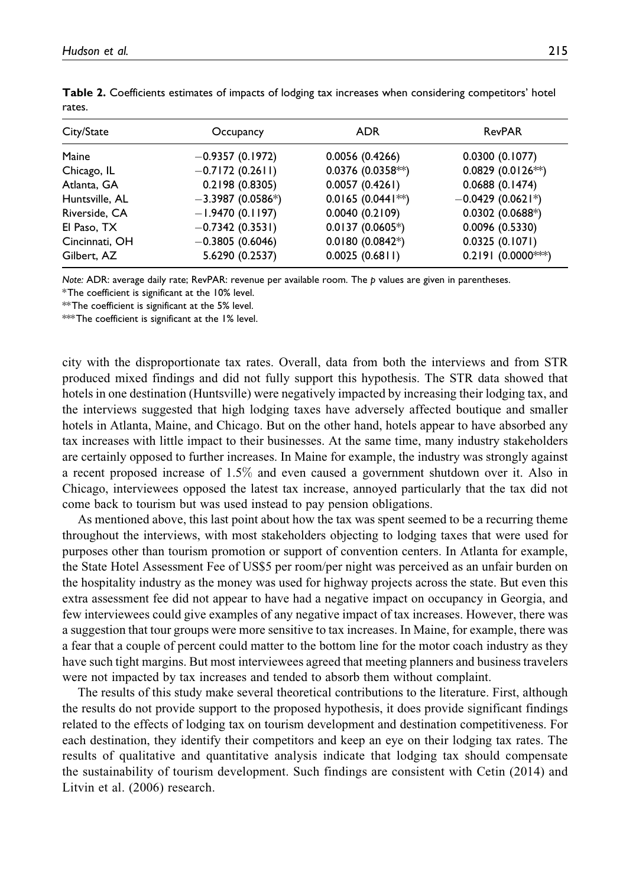**Table 2.** Coefficients estimates of impacts of lodging tax increases when considering competitors' hotel rates.

| City/State | Occupancy | ADR | RevPAR |
|---|---|---|---|
| Maine | −0.9357 (0.1972) | 0.0056 (0.4266) | 0.0300 (0.1077) |
| Chicago, IL | −0.7172 (0.2611) | 0.0376 (0.0358**) | 0.0829 (0.0126**) |
| Atlanta, GA | 0.2198 (0.8305) | 0.0057 (0.4261) | 0.0688 (0.1474) |
| Huntsville, AL | −3.3987 (0.0586*) | 0.0165 (0.0441**) | −0.0429 (0.0621*) |
| Riverside, CA | −1.9470 (0.1197) | 0.0040 (0.2109) | 0.0302 (0.0688*) |
| El Paso, TX | −0.7342 (0.3531) | 0.0137 (0.0605*) | 0.0096 (0.5330) |
| Cincinnati, OH | −0.3805 (0.6046) | 0.0180 (0.0842*) | 0.0325 (0.1071) |
| Gilbert, AZ | 5.6290 (0.2537) | 0.0025 (0.6811) | 0.2191 (0.0000***) |

*Note:* ADR: average daily rate; RevPAR: revenue per available room. The *p* values are given in parentheses.

*The coefficient is significant at the 10% level.

**The coefficient is significant at the 5% level.

***The coefficient is significant at the 1% level.

city with the disproportionate tax rates. Overall, data from both the interviews and from STR produced mixed findings and did not fully support this hypothesis. The STR data showed that hotels in one destination (Huntsville) were negatively impacted by increasing their lodging tax, and the interviews suggested that high lodging taxes have adversely affected boutique and smaller hotels in Atlanta, Maine, and Chicago. But on the other hand, hotels appear to have absorbed any tax increases with little impact to their businesses. At the same time, many industry stakeholders are certainly opposed to further increases. In Maine for example, the industry was strongly against a recent proposed increase of 1.5% and even caused a government shutdown over it. Also in Chicago, interviewees opposed the latest tax increase, annoyed particularly that the tax did not come back to tourism but was used instead to pay pension obligations.

As mentioned above, this last point about how the tax was spent seemed to be a recurring theme throughout the interviews, with most stakeholders objecting to lodging taxes that were used for purposes other than tourism promotion or support of convention centers. In Atlanta for example, the State Hotel Assessment Fee of US$5 per room/per night was perceived as an unfair burden on the hospitality industry as the money was used for highway projects across the state. But even this extra assessment fee did not appear to have had a negative impact on occupancy in Georgia, and few interviewees could give examples of any negative impact of tax increases. However, there was a suggestion that tour groups were more sensitive to tax increases. In Maine, for example, there was a fear that a couple of percent could matter to the bottom line for the motor coach industry as they have such tight margins. But most interviewees agreed that meeting planners and business travelers were not impacted by tax increases and tended to absorb them without complaint.

The results of this study make several theoretical contributions to the literature. First, although the results do not provide support to the proposed hypothesis, it does provide significant findings related to the effects of lodging tax on tourism development and destination competitiveness. For each destination, they identify their competitors and keep an eye on their lodging tax rates. The results of qualitative and quantitative analysis indicate that lodging tax should compensate the sustainability of tourism development. Such findings are consistent with Cetin (2014) and Litvin et al. (2006) research.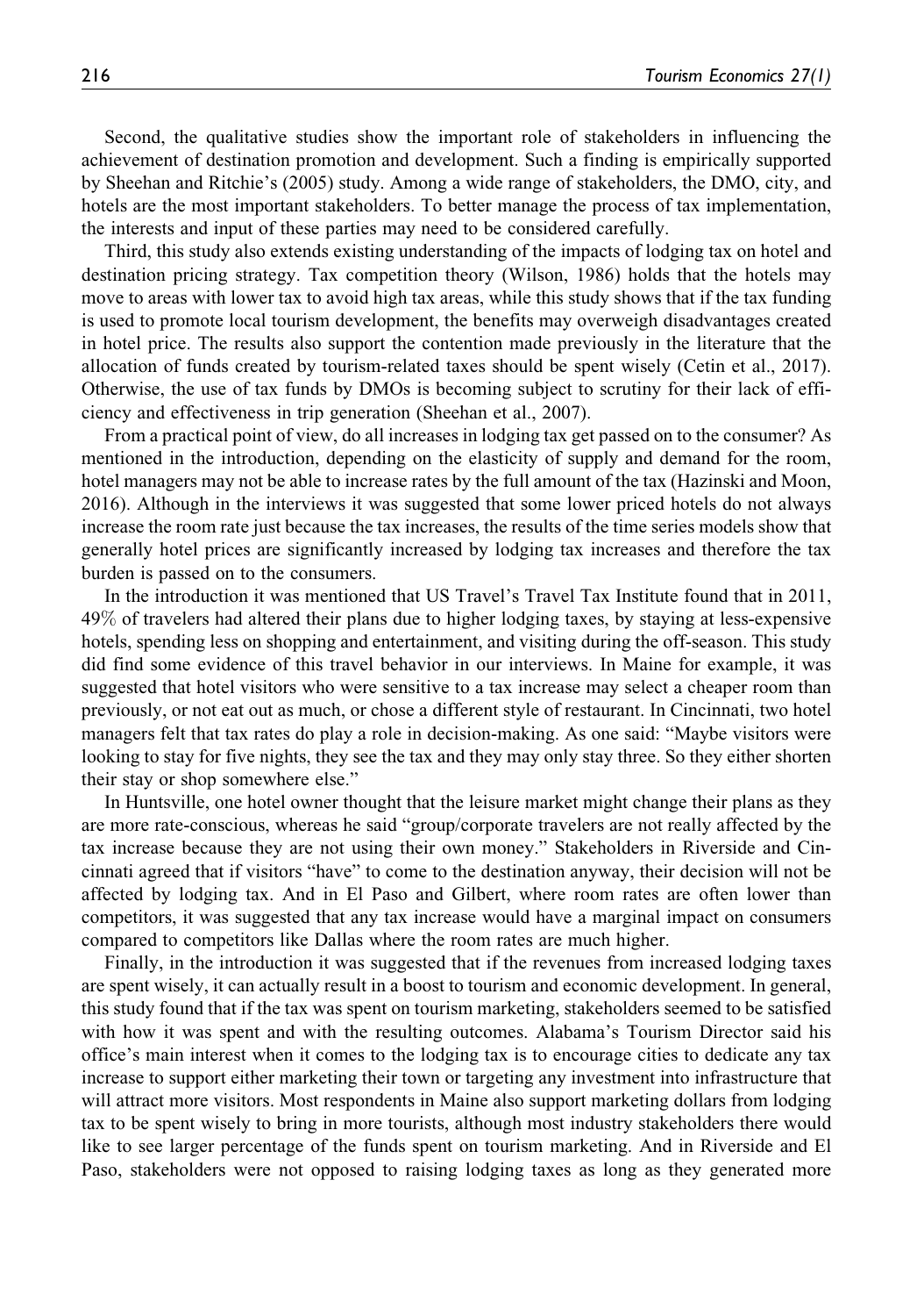Second, the qualitative studies show the important role of stakeholders in influencing the achievement of destination promotion and development. Such a finding is empirically supported by Sheehan and Ritchie's (2005) study. Among a wide range of stakeholders, the DMO, city, and hotels are the most important stakeholders. To better manage the process of tax implementation, the interests and input of these parties may need to be considered carefully.

Third, this study also extends existing understanding of the impacts of lodging tax on hotel and destination pricing strategy. Tax competition theory (Wilson, 1986) holds that the hotels may move to areas with lower tax to avoid high tax areas, while this study shows that if the tax funding is used to promote local tourism development, the benefits may overweigh disadvantages created in hotel price. The results also support the contention made previously in the literature that the allocation of funds created by tourism-related taxes should be spent wisely (Cetin et al., 2017). Otherwise, the use of tax funds by DMOs is becoming subject to scrutiny for their lack of efficiency and effectiveness in trip generation (Sheehan et al., 2007).

From a practical point of view, do all increases in lodging tax get passed on to the consumer? As mentioned in the introduction, depending on the elasticity of supply and demand for the room, hotel managers may not be able to increase rates by the full amount of the tax (Hazinski and Moon, 2016). Although in the interviews it was suggested that some lower priced hotels do not always increase the room rate just because the tax increases, the results of the time series models show that generally hotel prices are significantly increased by lodging tax increases and therefore the tax burden is passed on to the consumers.

In the introduction it was mentioned that US Travel's Travel Tax Institute found that in 2011, 49% of travelers had altered their plans due to higher lodging taxes, by staying at less-expensive hotels, spending less on shopping and entertainment, and visiting during the off-season. This study did find some evidence of this travel behavior in our interviews. In Maine for example, it was suggested that hotel visitors who were sensitive to a tax increase may select a cheaper room than previously, or not eat out as much, or chose a different style of restaurant. In Cincinnati, two hotel managers felt that tax rates do play a role in decision-making. As one said: "Maybe visitors were looking to stay for five nights, they see the tax and they may only stay three. So they either shorten their stay or shop somewhere else."

In Huntsville, one hotel owner thought that the leisure market might change their plans as they are more rate-conscious, whereas he said "group/corporate travelers are not really affected by the tax increase because they are not using their own money." Stakeholders in Riverside and Cincinnati agreed that if visitors "have" to come to the destination anyway, their decision will not be affected by lodging tax. And in El Paso and Gilbert, where room rates are often lower than competitors, it was suggested that any tax increase would have a marginal impact on consumers compared to competitors like Dallas where the room rates are much higher.

Finally, in the introduction it was suggested that if the revenues from increased lodging taxes are spent wisely, it can actually result in a boost to tourism and economic development. In general, this study found that if the tax was spent on tourism marketing, stakeholders seemed to be satisfied with how it was spent and with the resulting outcomes. Alabama's Tourism Director said his office's main interest when it comes to the lodging tax is to encourage cities to dedicate any tax increase to support either marketing their town or targeting any investment into infrastructure that will attract more visitors. Most respondents in Maine also support marketing dollars from lodging tax to be spent wisely to bring in more tourists, although most industry stakeholders there would like to see larger percentage of the funds spent on tourism marketing. And in Riverside and El Paso, stakeholders were not opposed to raising lodging taxes as long as they generated more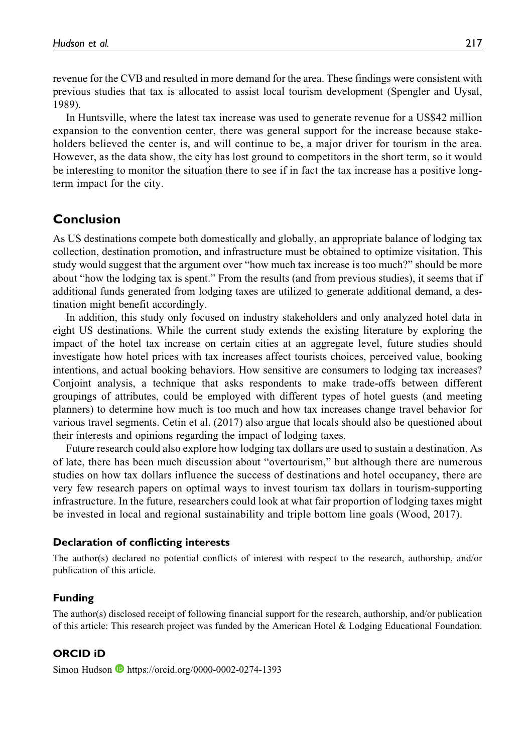revenue for the CVB and resulted in more demand for the area. These findings were consistent with previous studies that tax is allocated to assist local tourism development (Spengler and Uysal, 1989).

In Huntsville, where the latest tax increase was used to generate revenue for a US$42 million expansion to the convention center, there was general support for the increase because stakeholders believed the center is, and will continue to be, a major driver for tourism in the area. However, as the data show, the city has lost ground to competitors in the short term, so it would be interesting to monitor the situation there to see if in fact the tax increase has a positive long-term impact for the city.

## Conclusion

As US destinations compete both domestically and globally, an appropriate balance of lodging tax collection, destination promotion, and infrastructure must be obtained to optimize visitation. This study would suggest that the argument over "how much tax increase is too much?" should be more about "how the lodging tax is spent." From the results (and from previous studies), it seems that if additional funds generated from lodging taxes are utilized to generate additional demand, a destination might benefit accordingly.

In addition, this study only focused on industry stakeholders and only analyzed hotel data in eight US destinations. While the current study extends the existing literature by exploring the impact of the hotel tax increase on certain cities at an aggregate level, future studies should investigate how hotel prices with tax increases affect tourists choices, perceived value, booking intentions, and actual booking behaviors. How sensitive are consumers to lodging tax increases? Conjoint analysis, a technique that asks respondents to make trade-offs between different groupings of attributes, could be employed with different types of hotel guests (and meeting planners) to determine how much is too much and how tax increases change travel behavior for various travel segments. Cetin et al. (2017) also argue that locals should also be questioned about their interests and opinions regarding the impact of lodging taxes.

Future research could also explore how lodging tax dollars are used to sustain a destination. As of late, there has been much discussion about "overtourism," but although there are numerous studies on how tax dollars influence the success of destinations and hotel occupancy, there are very few research papers on optimal ways to invest tourism tax dollars in tourism-supporting infrastructure. In the future, researchers could look at what fair proportion of lodging taxes might be invested in local and regional sustainability and triple bottom line goals (Wood, 2017).

### Declaration of conflicting interests

The author(s) declared no potential conflicts of interest with respect to the research, authorship, and/or publication of this article.

### Funding

The author(s) disclosed receipt of following financial support for the research, authorship, and/or publication of this article: This research project was funded by the American Hotel & Lodging Educational Foundation.

### ORCID iD

Simon Hudson https://orcid.org/0000-0002-0274-1393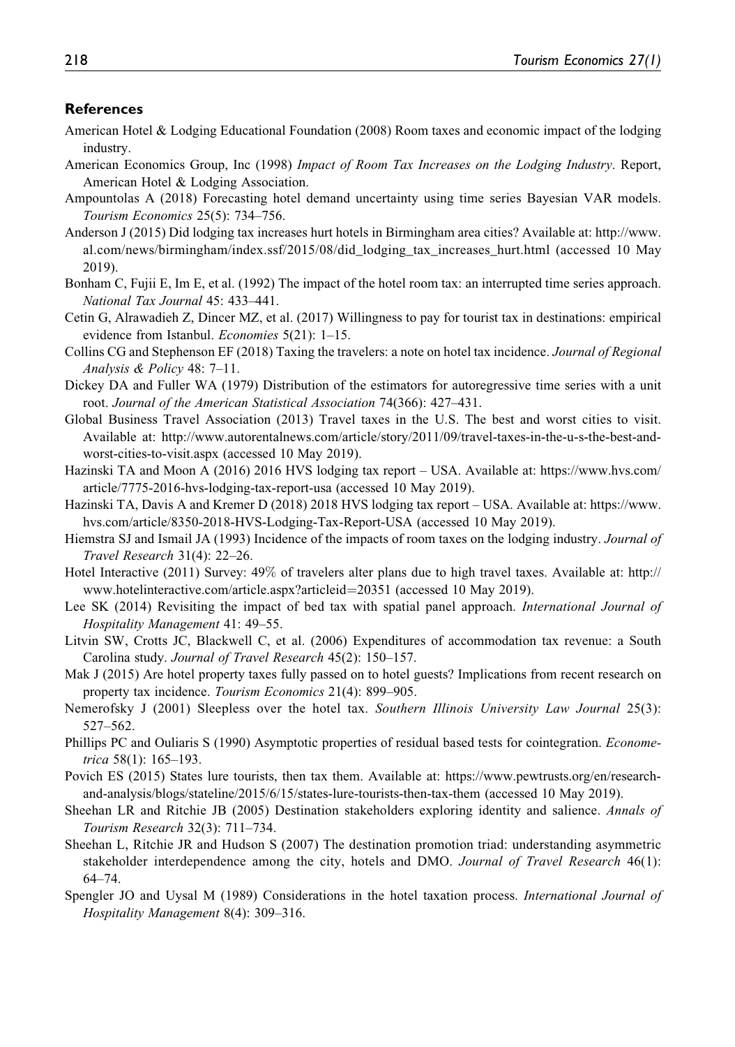## References

American Hotel & Lodging Educational Foundation (2008) Room taxes and economic impact of the lodging industry.

American Economics Group, Inc (1998) *Impact of Room Tax Increases on the Lodging Industry*. Report, American Hotel & Lodging Association.

Ampountolas A (2018) Forecasting hotel demand uncertainty using time series Bayesian VAR models. *Tourism Economics* 25(5): 734–756.

Anderson J (2015) Did lodging tax increases hurt hotels in Birmingham area cities? Available at: http://www.al.com/news/birmingham/index.ssf/2015/08/did_lodging_tax_increases_hurt.html (accessed 10 May 2019).

Bonham C, Fujii E, Im E, et al. (1992) The impact of the hotel room tax: an interrupted time series approach. *National Tax Journal* 45: 433–441.

Cetin G, Alrawadieh Z, Dincer MZ, et al. (2017) Willingness to pay for tourist tax in destinations: empirical evidence from Istanbul. *Economies* 5(21): 1–15.

Collins CG and Stephenson EF (2018) Taxing the travelers: a note on hotel tax incidence. *Journal of Regional Analysis & Policy* 48: 7–11.

Dickey DA and Fuller WA (1979) Distribution of the estimators for autoregressive time series with a unit root. *Journal of the American Statistical Association* 74(366): 427–431.

Global Business Travel Association (2013) Travel taxes in the U.S. The best and worst cities to visit. Available at: http://www.autorentalnews.com/article/story/2011/09/travel-taxes-in-the-u-s-the-best-and-worst-cities-to-visit.aspx (accessed 10 May 2019).

Hazinski TA and Moon A (2016) 2016 HVS lodging tax report – USA. Available at: https://www.hvs.com/article/7775-2016-hvs-lodging-tax-report-usa (accessed 10 May 2019).

Hazinski TA, Davis A and Kremer D (2018) 2018 HVS lodging tax report – USA. Available at: https://www.hvs.com/article/8350-2018-HVS-Lodging-Tax-Report-USA (accessed 10 May 2019).

Hiemstra SJ and Ismail JA (1993) Incidence of the impacts of room taxes on the lodging industry. *Journal of Travel Research* 31(4): 22–26.

Hotel Interactive (2011) Survey: 49% of travelers alter plans due to high travel taxes. Available at: http://www.hotelinteractive.com/article.aspx?articleid=20351 (accessed 10 May 2019).

Lee SK (2014) Revisiting the impact of bed tax with spatial panel approach. *International Journal of Hospitality Management* 41: 49–55.

Litvin SW, Crotts JC, Blackwell C, et al. (2006) Expenditures of accommodation tax revenue: a South Carolina study. *Journal of Travel Research* 45(2): 150–157.

Mak J (2015) Are hotel property taxes fully passed on to hotel guests? Implications from recent research on property tax incidence. *Tourism Economics* 21(4): 899–905.

Nemerofsky J (2001) Sleepless over the hotel tax. *Southern Illinois University Law Journal* 25(3): 527–562.

Phillips PC and Ouliaris S (1990) Asymptotic properties of residual based tests for cointegration. *Econometrica* 58(1): 165–193.

Povich ES (2015) States lure tourists, then tax them. Available at: https://www.pewtrusts.org/en/research-and-analysis/blogs/stateline/2015/6/15/states-lure-tourists-then-tax-them (accessed 10 May 2019).

Sheehan LR and Ritchie JB (2005) Destination stakeholders exploring identity and salience. *Annals of Tourism Research* 32(3): 711–734.

Sheehan L, Ritchie JR and Hudson S (2007) The destination promotion triad: understanding asymmetric stakeholder interdependence among the city, hotels and DMO. *Journal of Travel Research* 46(1): 64–74.

Spengler JO and Uysal M (1989) Considerations in the hotel taxation process. *International Journal of Hospitality Management* 8(4): 309–316.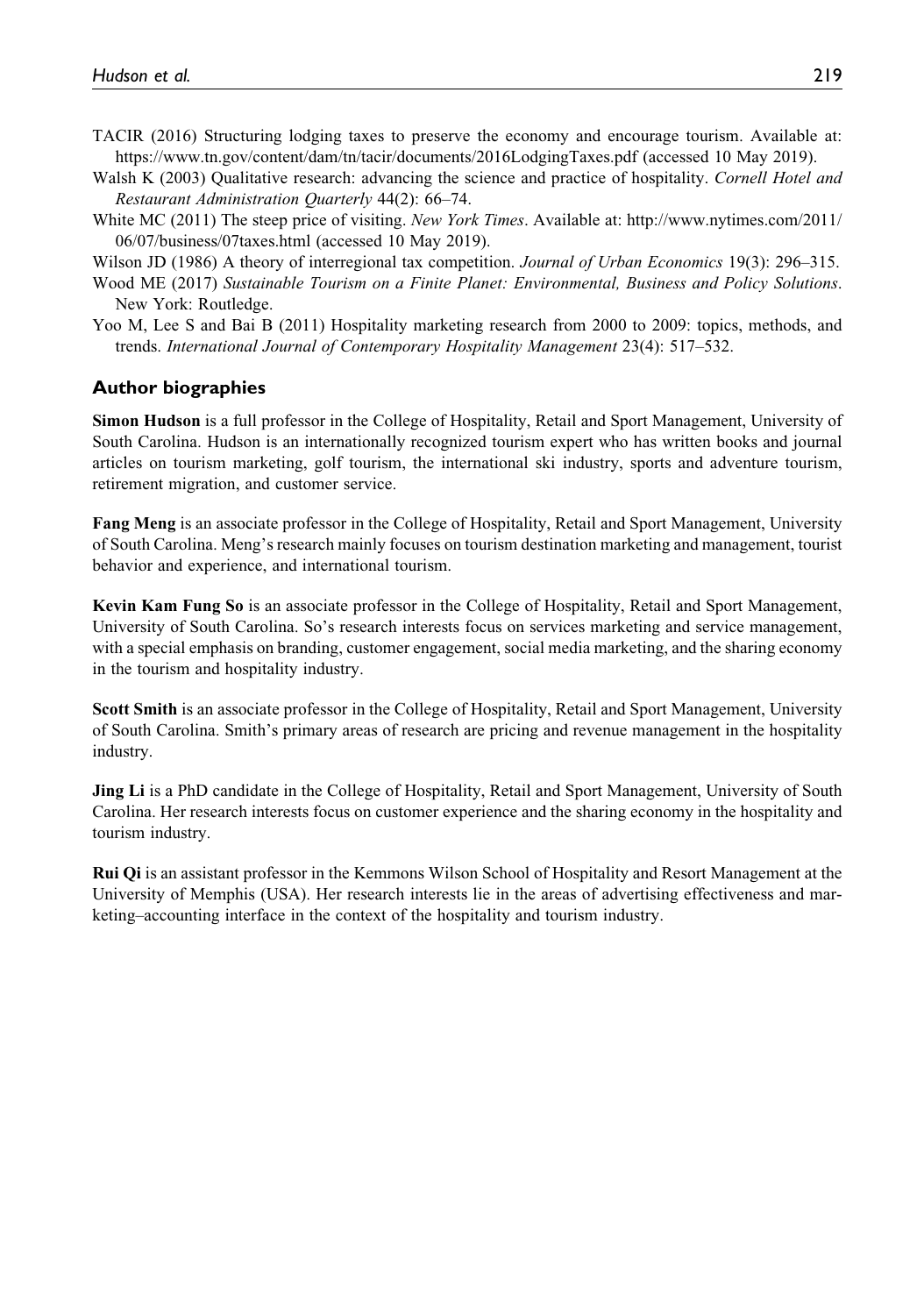TACIR (2016) Structuring lodging taxes to preserve the economy and encourage tourism. Available at: https://www.tn.gov/content/dam/tn/tacir/documents/2016LodgingTaxes.pdf (accessed 10 May 2019).

Walsh K (2003) Qualitative research: advancing the science and practice of hospitality. *Cornell Hotel and Restaurant Administration Quarterly* 44(2): 66–74.

White MC (2011) The steep price of visiting. *New York Times*. Available at: http://www.nytimes.com/2011/06/07/business/07taxes.html (accessed 10 May 2019).

Wilson JD (1986) A theory of interregional tax competition. *Journal of Urban Economics* 19(3): 296–315.

Wood ME (2017) *Sustainable Tourism on a Finite Planet: Environmental, Business and Policy Solutions*. New York: Routledge.

Yoo M, Lee S and Bai B (2011) Hospitality marketing research from 2000 to 2009: topics, methods, and trends. *International Journal of Contemporary Hospitality Management* 23(4): 517–532.

## Author biographies

**Simon Hudson** is a full professor in the College of Hospitality, Retail and Sport Management, University of South Carolina. Hudson is an internationally recognized tourism expert who has written books and journal articles on tourism marketing, golf tourism, the international ski industry, sports and adventure tourism, retirement migration, and customer service.

**Fang Meng** is an associate professor in the College of Hospitality, Retail and Sport Management, University of South Carolina. Meng's research mainly focuses on tourism destination marketing and management, tourist behavior and experience, and international tourism.

**Kevin Kam Fung So** is an associate professor in the College of Hospitality, Retail and Sport Management, University of South Carolina. So's research interests focus on services marketing and service management, with a special emphasis on branding, customer engagement, social media marketing, and the sharing economy in the tourism and hospitality industry.

**Scott Smith** is an associate professor in the College of Hospitality, Retail and Sport Management, University of South Carolina. Smith's primary areas of research are pricing and revenue management in the hospitality industry.

**Jing Li** is a PhD candidate in the College of Hospitality, Retail and Sport Management, University of South Carolina. Her research interests focus on customer experience and the sharing economy in the hospitality and tourism industry.

**Rui Qi** is an assistant professor in the Kemmons Wilson School of Hospitality and Resort Management at the University of Memphis (USA). Her research interests lie in the areas of advertising effectiveness and marketing–accounting interface in the context of the hospitality and tourism industry.